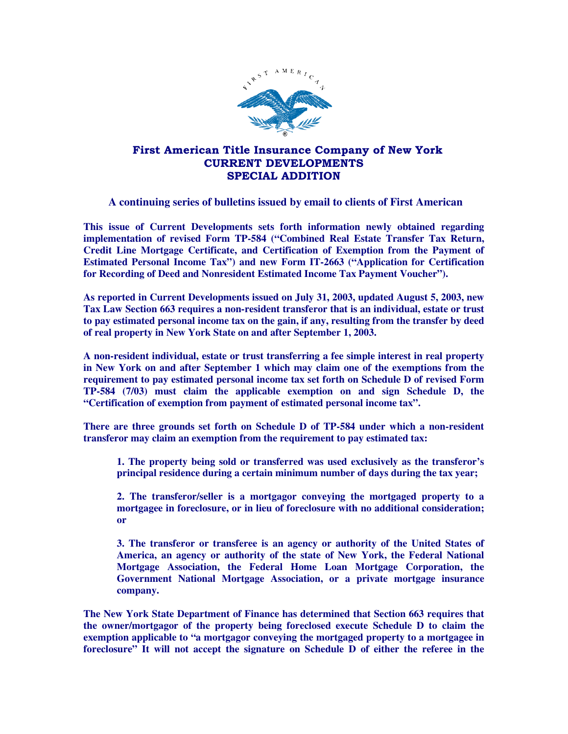# First American Title Insurance Company of New York
## CURRENT DEVELOPMENTS
## SPECIAL ADDITION

**A continuing series of bulletins issued by email to clients of First American**

**This issue of Current Developments sets forth information newly obtained regarding implementation of revised Form TP-584 ("Combined Real Estate Transfer Tax Return, Credit Line Mortgage Certificate, and Certification of Exemption from the Payment of Estimated Personal Income Tax") and new Form IT-2663 ("Application for Certification for Recording of Deed and Nonresident Estimated Income Tax Payment Voucher").**

**As reported in Current Developments issued on July 31, 2003, updated August 5, 2003, new Tax Law Section 663 requires a non-resident transferor that is an individual, estate or trust to pay estimated personal income tax on the gain, if any, resulting from the transfer by deed of real property in New York State on and after September 1, 2003.**

**A non-resident individual, estate or trust transferring a fee simple interest in real property in New York on and after September 1 which may claim one of the exemptions from the requirement to pay estimated personal income tax set forth on Schedule D of revised Form TP-584 (7/03) must claim the applicable exemption on and sign Schedule D, the "Certification of exemption from payment of estimated personal income tax".**

**There are three grounds set forth on Schedule D of TP-584 under which a non-resident transferor may claim an exemption from the requirement to pay estimated tax:**

> **1. The property being sold or transferred was used exclusively as the transferor's principal residence during a certain minimum number of days during the tax year;**
>
> **2. The transferor/seller is a mortgagor conveying the mortgaged property to a mortgagee in foreclosure, or in lieu of foreclosure with no additional consideration; or**
>
> **3. The transferor or transferee is an agency or authority of the United States of America, an agency or authority of the state of New York, the Federal National Mortgage Association, the Federal Home Loan Mortgage Corporation, the Government National Mortgage Association, or a private mortgage insurance company.**

**The New York State Department of Finance has determined that Section 663 requires that the owner/mortgagor of the property being foreclosed execute Schedule D to claim the exemption applicable to "a mortgagor conveying the mortgaged property to a mortgagee in foreclosure" It will not accept the signature on Schedule D of either the referee in the**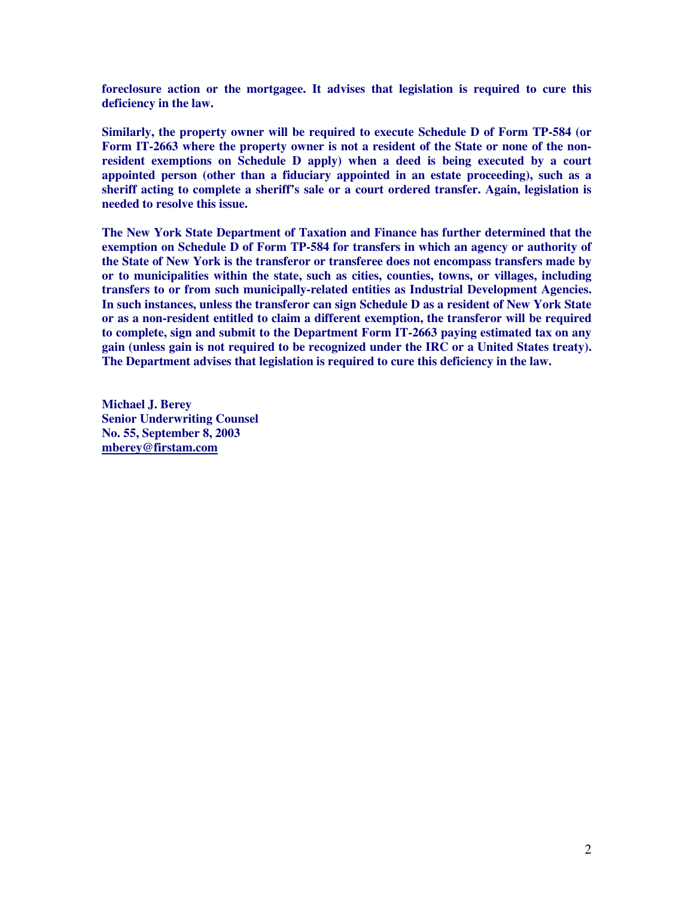**foreclosure action or the mortgagee. It advises that legislation is required to cure this deficiency in the law.**

**Similarly, the property owner will be required to execute Schedule D of Form TP-584 (or Form IT-2663 where the property owner is not a resident of the State or none of the non-resident exemptions on Schedule D apply) when a deed is being executed by a court appointed person (other than a fiduciary appointed in an estate proceeding), such as a sheriff acting to complete a sheriff's sale or a court ordered transfer. Again, legislation is needed to resolve this issue.**

**The New York State Department of Taxation and Finance has further determined that the exemption on Schedule D of Form TP-584 for transfers in which an agency or authority of the State of New York is the transferor or transferee does not encompass transfers made by or to municipalities within the state, such as cities, counties, towns, or villages, including transfers to or from such municipally-related entities as Industrial Development Agencies. In such instances, unless the transferor can sign Schedule D as a resident of New York State or as a non-resident entitled to claim a different exemption, the transferor will be required to complete, sign and submit to the Department Form IT-2663 paying estimated tax on any gain (unless gain is not required to be recognized under the IRC or a United States treaty). The Department advises that legislation is required to cure this deficiency in the law.**

**Michael J. Berey**
**Senior Underwriting Counsel**
**No. 55, September 8, 2003**
**mberey@firstam.com**